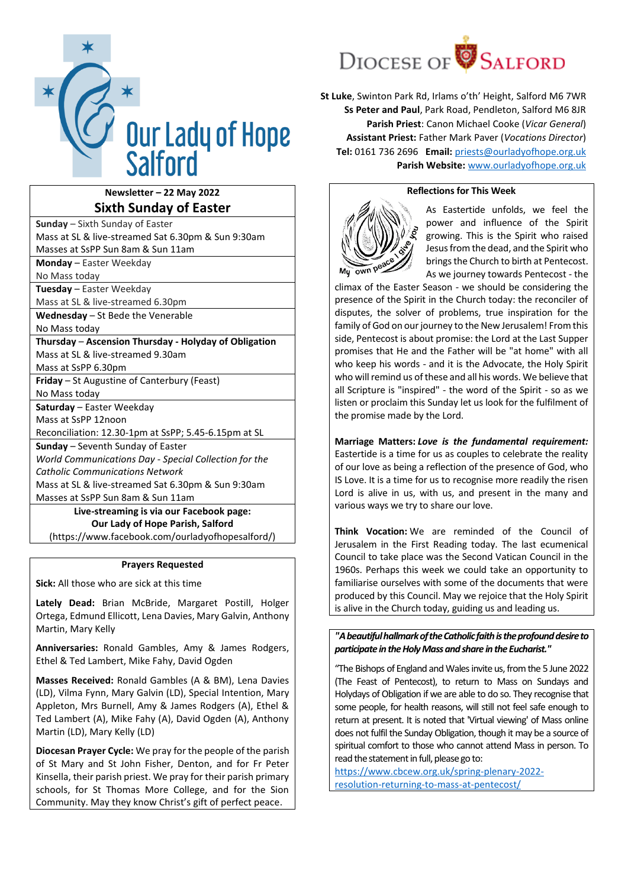# Our Lady of Hope Salford

Diocese of Salford

**St Luke**, Swinton Park Rd, Irlams o'th' Height, Salford M6 7WR
**Ss Peter and Paul**, Park Road, Pendleton, Salford M6 8JR
**Parish Priest**: Canon Michael Cooke (*Vicar General*)
**Assistant Priest:** Father Mark Paver (*Vocations Director*)
**Tel:** 0161 736 2696 **Email:** priests@ourladyofhope.org.uk
**Parish Website:** www.ourladyofhope.org.uk

## Newsletter – 22 May 2022

## Sixth Sunday of Easter

**Sunday** – Sixth Sunday of Easter
Mass at SL & live-streamed Sat 6.30pm & Sun 9:30am
Masses at SsPP Sun 8am & Sun 11am

**Monday** – Easter Weekday
No Mass today

**Tuesday** – Easter Weekday
Mass at SL & live-streamed 6.30pm

**Wednesday** – St Bede the Venerable
No Mass today

**Thursday – Ascension Thursday - Holyday of Obligation**
Mass at SL & live-streamed 9.30am
Mass at SsPP 6.30pm

**Friday** – St Augustine of Canterbury (Feast)
No Mass today

**Saturday** – Easter Weekday
Mass at SsPP 12noon
Reconciliation: 12.30-1pm at SsPP; 5.45-6.15pm at SL

**Sunday** – Seventh Sunday of Easter
*World Communications Day - Special Collection for the Catholic Communications Network*
Mass at SL & live-streamed Sat 6.30pm & Sun 9:30am
Masses at SsPP Sun 8am & Sun 11am

**Live-streaming is via our Facebook page:**
**Our Lady of Hope Parish, Salford**
(https://www.facebook.com/ourladyofhopesalford/)

### Prayers Requested

**Sick:** All those who are sick at this time

**Lately Dead:** Brian McBride, Margaret Postill, Holger Ortega, Edmund Ellicott, Lena Davies, Mary Galvin, Anthony Martin, Mary Kelly

**Anniversaries:** Ronald Gambles, Amy & James Rodgers, Ethel & Ted Lambert, Mike Fahy, David Ogden

**Masses Received:** Ronald Gambles (A & BM), Lena Davies (LD), Vilma Fynn, Mary Galvin (LD), Special Intention, Mary Appleton, Mrs Burnell, Amy & James Rodgers (A), Ethel & Ted Lambert (A), Mike Fahy (A), David Ogden (A), Anthony Martin (LD), Mary Kelly (LD)

**Diocesan Prayer Cycle:** We pray for the people of the parish of St Mary and St John Fisher, Denton, and for Fr Peter Kinsella, their parish priest. We pray for their parish primary schools, for St Thomas More College, and for the Sion Community. May they know Christ's gift of perfect peace.

### Reflections for This Week

My own peace I give you

As Eastertide unfolds, we feel the power and influence of the Spirit growing. This is the Spirit who raised Jesus from the dead, and the Spirit who brings the Church to birth at Pentecost. As we journey towards Pentecost - the climax of the Easter Season - we should be considering the presence of the Spirit in the Church today: the reconciler of disputes, the solver of problems, true inspiration for the family of God on our journey to the New Jerusalem! From this side, Pentecost is about promise: the Lord at the Last Supper promises that He and the Father will be "at home" with all who keep his words - and it is the Advocate, the Holy Spirit who will remind us of these and all his words. We believe that all Scripture is "inspired" - the word of the Spirit - so as we listen or proclaim this Sunday let us look for the fulfilment of the promise made by the Lord.

**Marriage Matters:** ***Love is the fundamental requirement:*** Eastertide is a time for us as couples to celebrate the reality of our love as being a reflection of the presence of God, who IS Love. It is a time for us to recognise more readily the risen Lord is alive in us, with us, and present in the many and various ways we try to share our love.

**Think Vocation:** We are reminded of the Council of Jerusalem in the First Reading today. The last ecumenical Council to take place was the Second Vatican Council in the 1960s. Perhaps this week we could take an opportunity to familiarise ourselves with some of the documents that were produced by this Council. May we rejoice that the Holy Spirit is alive in the Church today, guiding us and leading us.

***"A beautiful hallmark of the Catholic faith is the profound desire to participate in the Holy Mass and share in the Eucharist."***

"The Bishops of England and Wales invite us, from the 5 June 2022 (The Feast of Pentecost), to return to Mass on Sundays and Holydays of Obligation if we are able to do so. They recognise that some people, for health reasons, will still not feel safe enough to return at present. It is noted that 'Virtual viewing' of Mass online does not fulfil the Sunday Obligation, though it may be a source of spiritual comfort to those who cannot attend Mass in person. To read the statement in full, please go to:
https://www.cbcew.org.uk/spring-plenary-2022-resolution-returning-to-mass-at-pentecost/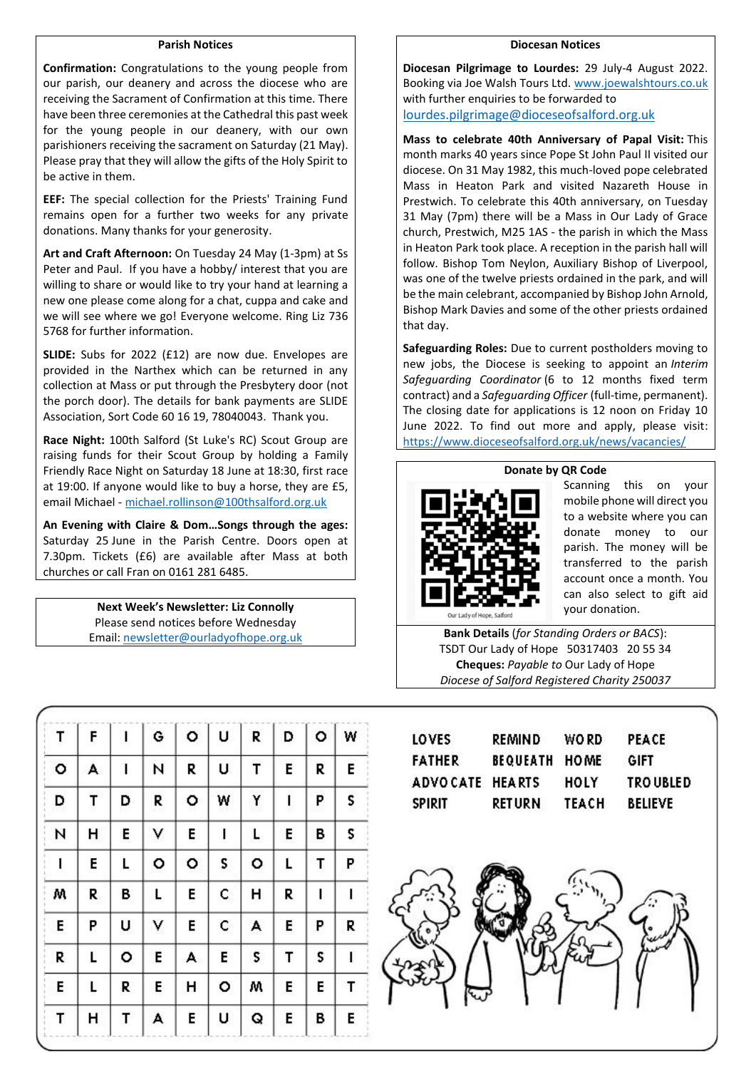## Parish Notices

**Confirmation:** Congratulations to the young people from our parish, our deanery and across the diocese who are receiving the Sacrament of Confirmation at this time. There have been three ceremonies at the Cathedral this past week for the young people in our deanery, with our own parishioners receiving the sacrament on Saturday (21 May). Please pray that they will allow the gifts of the Holy Spirit to be active in them.

**EEF:** The special collection for the Priests' Training Fund remains open for a further two weeks for any private donations. Many thanks for your generosity.

**Art and Craft Afternoon:** On Tuesday 24 May (1-3pm) at Ss Peter and Paul. If you have a hobby/ interest that you are willing to share or would like to try your hand at learning a new one please come along for a chat, cuppa and cake and we will see where we go! Everyone welcome. Ring Liz 736 5768 for further information.

**SLIDE:** Subs for 2022 (£12) are now due. Envelopes are provided in the Narthex which can be returned in any collection at Mass or put through the Presbytery door (not the porch door). The details for bank payments are SLIDE Association, Sort Code 60 16 19, 78040043. Thank you.

**Race Night:** 100th Salford (St Luke's RC) Scout Group are raising funds for their Scout Group by holding a Family Friendly Race Night on Saturday 18 June at 18:30, first race at 19:00. If anyone would like to buy a horse, they are £5, email Michael - michael.rollinson@100thsalford.org.uk

**An Evening with Claire & Dom…Songs through the ages:** Saturday 25 June in the Parish Centre. Doors open at 7.30pm. Tickets (£6) are available after Mass at both churches or call Fran on 0161 281 6485.

**Next Week's Newsletter: Liz Connolly**
Please send notices before Wednesday
Email: newsletter@ourladyofhope.org.uk

## Diocesan Notices

**Diocesan Pilgrimage to Lourdes:** 29 July-4 August 2022. Booking via Joe Walsh Tours Ltd. www.joewalshtours.co.uk with further enquiries to be forwarded to lourdes.pilgrimage@dioceseofsalford.org.uk

**Mass to celebrate 40th Anniversary of Papal Visit:** This month marks 40 years since Pope St John Paul II visited our diocese. On 31 May 1982, this much-loved pope celebrated Mass in Heaton Park and visited Nazareth House in Prestwich. To celebrate this 40th anniversary, on Tuesday 31 May (7pm) there will be a Mass in Our Lady of Grace church, Prestwich, M25 1AS - the parish in which the Mass in Heaton Park took place. A reception in the parish hall will follow. Bishop Tom Neylon, Auxiliary Bishop of Liverpool, was one of the twelve priests ordained in the park, and will be the main celebrant, accompanied by Bishop John Arnold, Bishop Mark Davies and some of the other priests ordained that day.

**Safeguarding Roles:** Due to current postholders moving to new jobs, the Diocese is seeking to appoint an *Interim Safeguarding Coordinator* (6 to 12 months fixed term contract) and a *Safeguarding Officer* (full-time, permanent). The closing date for applications is 12 noon on Friday 10 June 2022. To find out more and apply, please visit: https://www.dioceseofsalford.org.uk/news/vacancies/

## Donate by QR Code

Our Lady of Hope, Salford

Scanning this on your mobile phone will direct you to a website where you can donate money to our parish. The money will be transferred to the parish account once a month. You can also select to gift aid your donation.

**Bank Details** (*for Standing Orders or BACS*): TSDT Our Lady of Hope 50317403 20 55 34
**Cheques:** *Payable to* Our Lady of Hope
*Diocese of Salford Registered Charity 250037*

| | | | | | | | | | |
|---|---|---|---|---|---|---|---|---|---|
| T | F | I | G | O | U | R | D | O | W |
| O | A | I | N | R | U | T | E | R | E |
| D | T | D | R | O | W | Y | I | P | S |
| N | H | E | V | E | I | L | E | B | S |
| I | E | L | O | O | S | O | L | T | P |
| M | R | B | L | E | C | H | R | I | I |
| E | P | U | V | E | C | A | E | P | R |
| R | L | O | E | A | E | S | T | S | I |
| E | L | R | E | H | O | M | E | E | T |
| T | H | T | A | E | U | Q | E | B | E |

| | | | |
|---|---|---|---|
| LOVES | REMIND | WORD | PEACE |
| FATHER | BEQUEATH | HOME | GIFT |
| ADVOCATE | HEARTS | HOLY | TROUBLED |
| SPIRIT | RETURN | TEACH | BELIEVE |